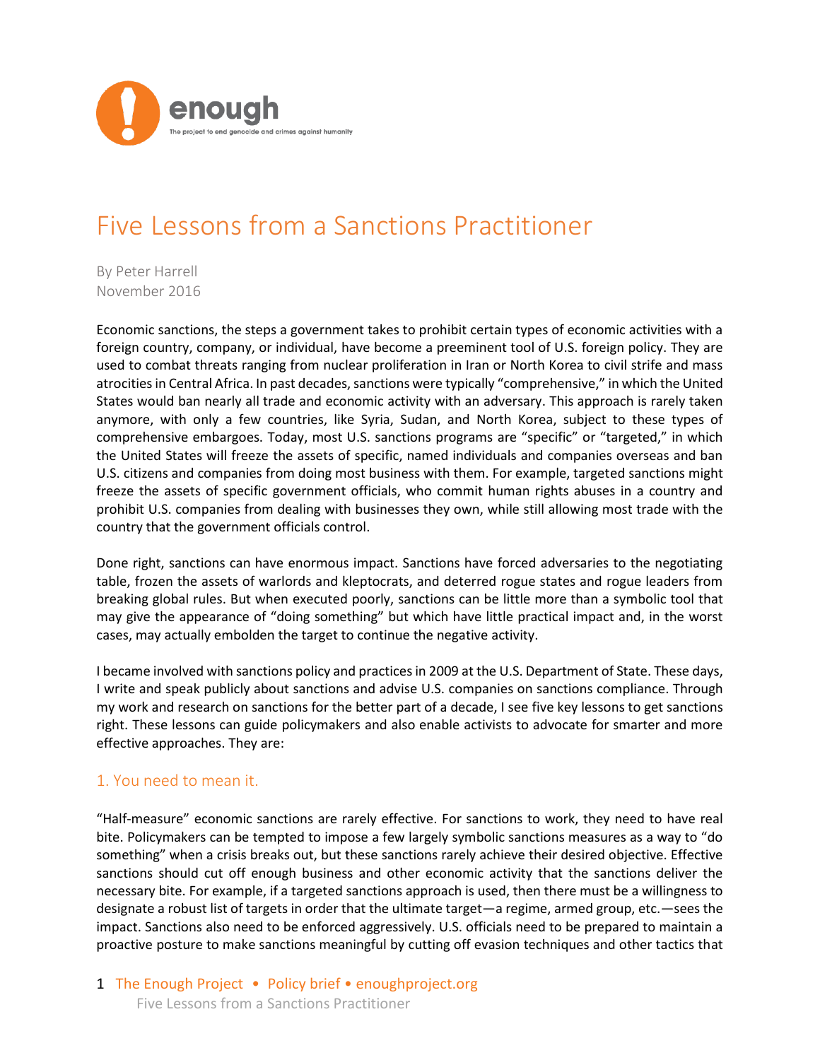# Five Lessons from a Sanctions Practitioner

By Peter Harrell
November 2016

Economic sanctions, the steps a government takes to prohibit certain types of economic activities with a foreign country, company, or individual, have become a preeminent tool of U.S. foreign policy. They are used to combat threats ranging from nuclear proliferation in Iran or North Korea to civil strife and mass atrocities in Central Africa. In past decades, sanctions were typically "comprehensive," in which the United States would ban nearly all trade and economic activity with an adversary. This approach is rarely taken anymore, with only a few countries, like Syria, Sudan, and North Korea, subject to these types of comprehensive embargoes. Today, most U.S. sanctions programs are "specific" or "targeted," in which the United States will freeze the assets of specific, named individuals and companies overseas and ban U.S. citizens and companies from doing most business with them. For example, targeted sanctions might freeze the assets of specific government officials, who commit human rights abuses in a country and prohibit U.S. companies from dealing with businesses they own, while still allowing most trade with the country that the government officials control.

Done right, sanctions can have enormous impact. Sanctions have forced adversaries to the negotiating table, frozen the assets of warlords and kleptocrats, and deterred rogue states and rogue leaders from breaking global rules. But when executed poorly, sanctions can be little more than a symbolic tool that may give the appearance of "doing something" but which have little practical impact and, in the worst cases, may actually embolden the target to continue the negative activity.

I became involved with sanctions policy and practices in 2009 at the U.S. Department of State. These days, I write and speak publicly about sanctions and advise U.S. companies on sanctions compliance. Through my work and research on sanctions for the better part of a decade, I see five key lessons to get sanctions right. These lessons can guide policymakers and also enable activists to advocate for smarter and more effective approaches. They are:

## 1. You need to mean it.

"Half-measure" economic sanctions are rarely effective. For sanctions to work, they need to have real bite. Policymakers can be tempted to impose a few largely symbolic sanctions measures as a way to "do something" when a crisis breaks out, but these sanctions rarely achieve their desired objective. Effective sanctions should cut off enough business and other economic activity that the sanctions deliver the necessary bite. For example, if a targeted sanctions approach is used, then there must be a willingness to designate a robust list of targets in order that the ultimate target—a regime, armed group, etc.—sees the impact. Sanctions also need to be enforced aggressively. U.S. officials need to be prepared to maintain a proactive posture to make sanctions meaningful by cutting off evasion techniques and other tactics that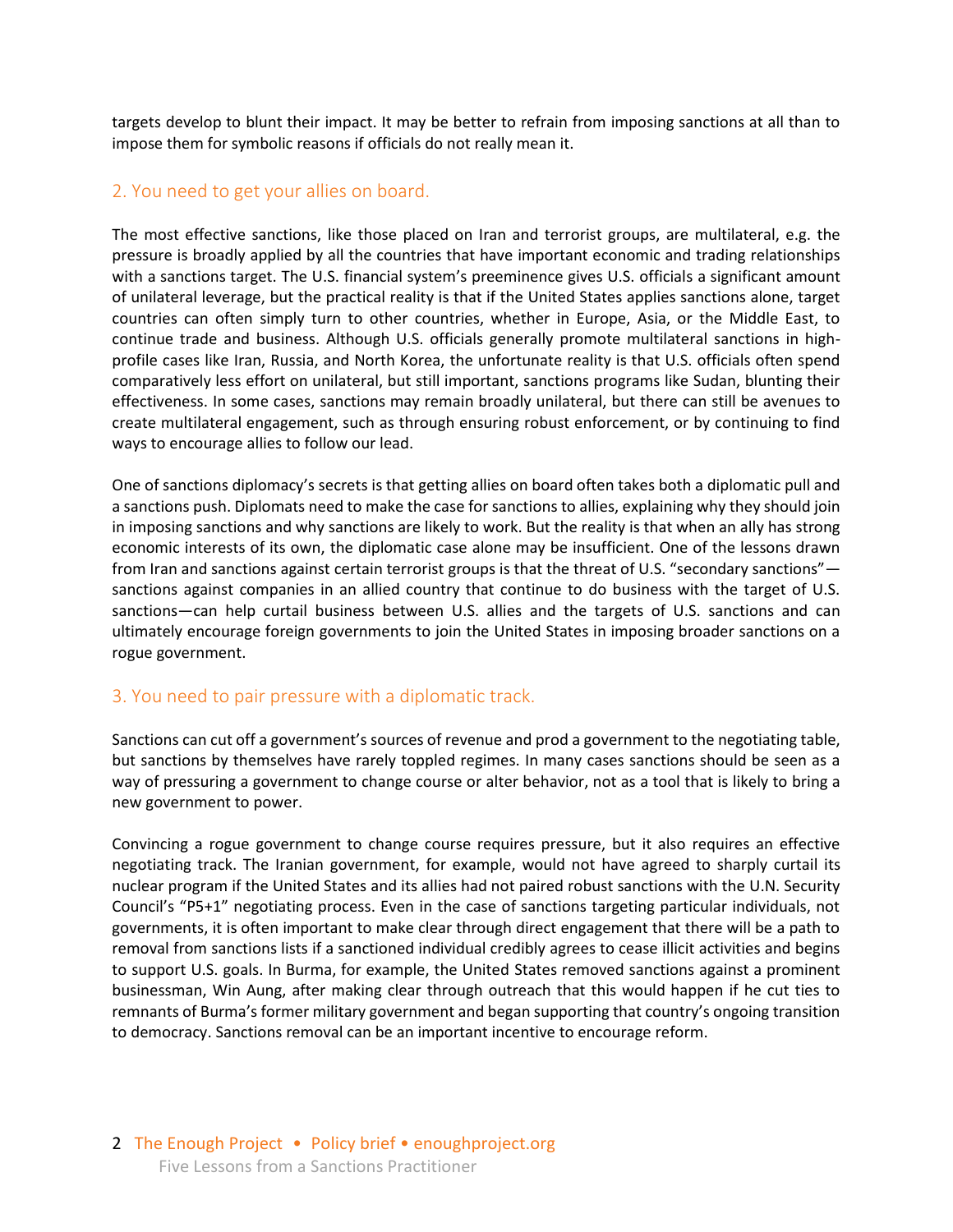targets develop to blunt their impact. It may be better to refrain from imposing sanctions at all than to impose them for symbolic reasons if officials do not really mean it.

## 2. You need to get your allies on board.

The most effective sanctions, like those placed on Iran and terrorist groups, are multilateral, e.g. the pressure is broadly applied by all the countries that have important economic and trading relationships with a sanctions target. The U.S. financial system's preeminence gives U.S. officials a significant amount of unilateral leverage, but the practical reality is that if the United States applies sanctions alone, target countries can often simply turn to other countries, whether in Europe, Asia, or the Middle East, to continue trade and business. Although U.S. officials generally promote multilateral sanctions in high-profile cases like Iran, Russia, and North Korea, the unfortunate reality is that U.S. officials often spend comparatively less effort on unilateral, but still important, sanctions programs like Sudan, blunting their effectiveness. In some cases, sanctions may remain broadly unilateral, but there can still be avenues to create multilateral engagement, such as through ensuring robust enforcement, or by continuing to find ways to encourage allies to follow our lead.

One of sanctions diplomacy's secrets is that getting allies on board often takes both a diplomatic pull and a sanctions push. Diplomats need to make the case for sanctions to allies, explaining why they should join in imposing sanctions and why sanctions are likely to work. But the reality is that when an ally has strong economic interests of its own, the diplomatic case alone may be insufficient. One of the lessons drawn from Iran and sanctions against certain terrorist groups is that the threat of U.S. "secondary sanctions"—sanctions against companies in an allied country that continue to do business with the target of U.S. sanctions—can help curtail business between U.S. allies and the targets of U.S. sanctions and can ultimately encourage foreign governments to join the United States in imposing broader sanctions on a rogue government.

## 3. You need to pair pressure with a diplomatic track.

Sanctions can cut off a government's sources of revenue and prod a government to the negotiating table, but sanctions by themselves have rarely toppled regimes. In many cases sanctions should be seen as a way of pressuring a government to change course or alter behavior, not as a tool that is likely to bring a new government to power.

Convincing a rogue government to change course requires pressure, but it also requires an effective negotiating track. The Iranian government, for example, would not have agreed to sharply curtail its nuclear program if the United States and its allies had not paired robust sanctions with the U.N. Security Council's "P5+1" negotiating process. Even in the case of sanctions targeting particular individuals, not governments, it is often important to make clear through direct engagement that there will be a path to removal from sanctions lists if a sanctioned individual credibly agrees to cease illicit activities and begins to support U.S. goals. In Burma, for example, the United States removed sanctions against a prominent businessman, Win Aung, after making clear through outreach that this would happen if he cut ties to remnants of Burma's former military government and began supporting that country's ongoing transition to democracy. Sanctions removal can be an important incentive to encourage reform.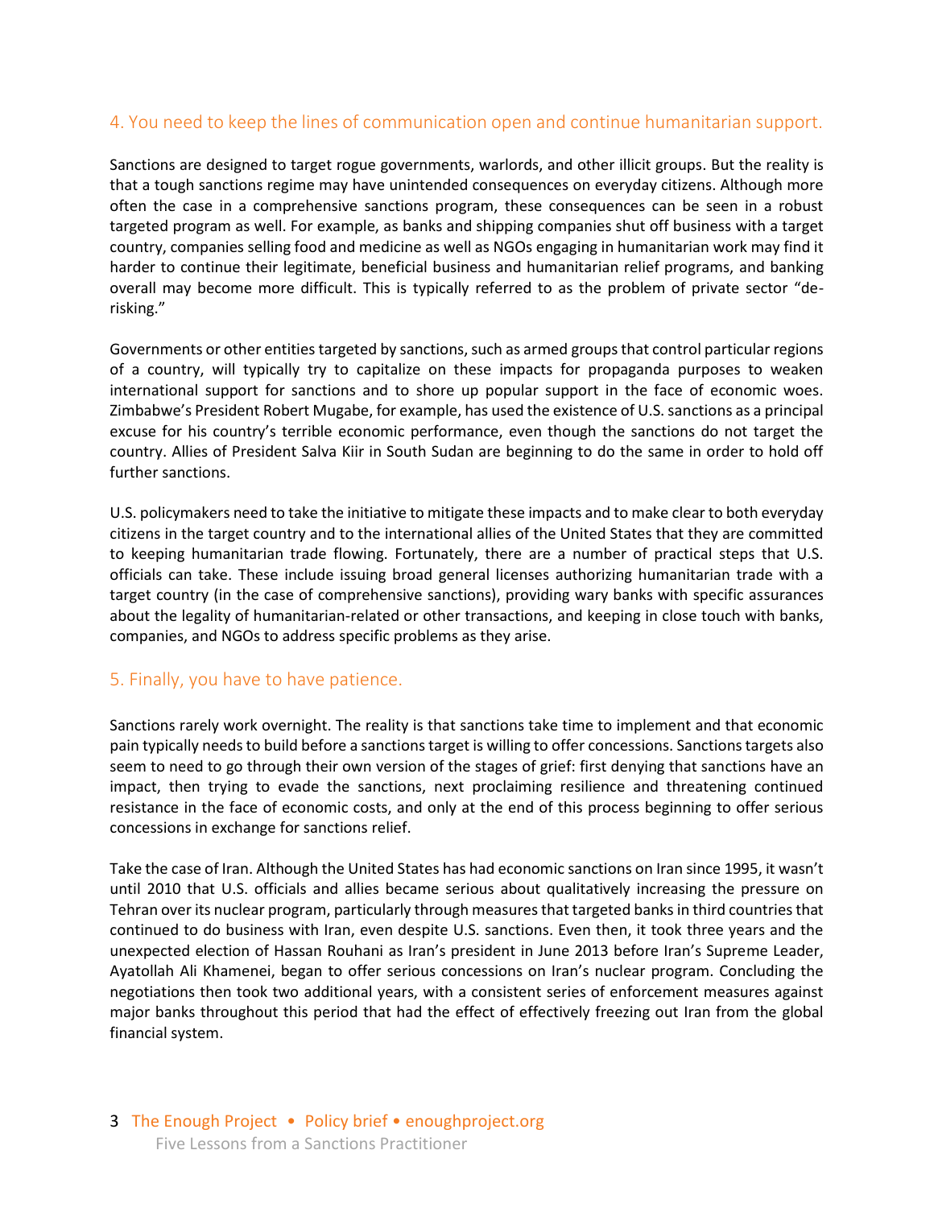## 4. You need to keep the lines of communication open and continue humanitarian support.

Sanctions are designed to target rogue governments, warlords, and other illicit groups. But the reality is that a tough sanctions regime may have unintended consequences on everyday citizens. Although more often the case in a comprehensive sanctions program, these consequences can be seen in a robust targeted program as well. For example, as banks and shipping companies shut off business with a target country, companies selling food and medicine as well as NGOs engaging in humanitarian work may find it harder to continue their legitimate, beneficial business and humanitarian relief programs, and banking overall may become more difficult. This is typically referred to as the problem of private sector "de-risking."

Governments or other entities targeted by sanctions, such as armed groups that control particular regions of a country, will typically try to capitalize on these impacts for propaganda purposes to weaken international support for sanctions and to shore up popular support in the face of economic woes. Zimbabwe's President Robert Mugabe, for example, has used the existence of U.S. sanctions as a principal excuse for his country's terrible economic performance, even though the sanctions do not target the country. Allies of President Salva Kiir in South Sudan are beginning to do the same in order to hold off further sanctions.

U.S. policymakers need to take the initiative to mitigate these impacts and to make clear to both everyday citizens in the target country and to the international allies of the United States that they are committed to keeping humanitarian trade flowing. Fortunately, there are a number of practical steps that U.S. officials can take. These include issuing broad general licenses authorizing humanitarian trade with a target country (in the case of comprehensive sanctions), providing wary banks with specific assurances about the legality of humanitarian-related or other transactions, and keeping in close touch with banks, companies, and NGOs to address specific problems as they arise.

## 5. Finally, you have to have patience.

Sanctions rarely work overnight. The reality is that sanctions take time to implement and that economic pain typically needs to build before a sanctions target is willing to offer concessions. Sanctions targets also seem to need to go through their own version of the stages of grief: first denying that sanctions have an impact, then trying to evade the sanctions, next proclaiming resilience and threatening continued resistance in the face of economic costs, and only at the end of this process beginning to offer serious concessions in exchange for sanctions relief.

Take the case of Iran. Although the United States has had economic sanctions on Iran since 1995, it wasn't until 2010 that U.S. officials and allies became serious about qualitatively increasing the pressure on Tehran over its nuclear program, particularly through measures that targeted banks in third countries that continued to do business with Iran, even despite U.S. sanctions. Even then, it took three years and the unexpected election of Hassan Rouhani as Iran's president in June 2013 before Iran's Supreme Leader, Ayatollah Ali Khamenei, began to offer serious concessions on Iran's nuclear program. Concluding the negotiations then took two additional years, with a consistent series of enforcement measures against major banks throughout this period that had the effect of effectively freezing out Iran from the global financial system.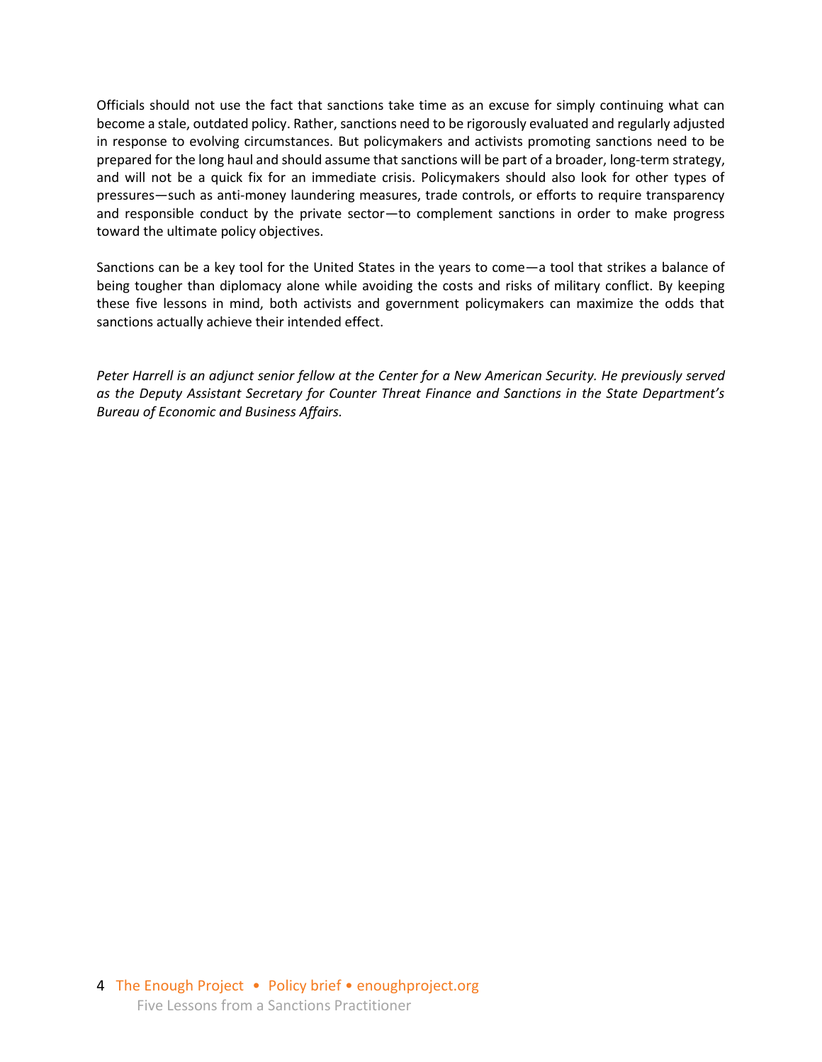Officials should not use the fact that sanctions take time as an excuse for simply continuing what can become a stale, outdated policy. Rather, sanctions need to be rigorously evaluated and regularly adjusted in response to evolving circumstances. But policymakers and activists promoting sanctions need to be prepared for the long haul and should assume that sanctions will be part of a broader, long-term strategy, and will not be a quick fix for an immediate crisis. Policymakers should also look for other types of pressures—such as anti-money laundering measures, trade controls, or efforts to require transparency and responsible conduct by the private sector—to complement sanctions in order to make progress toward the ultimate policy objectives.

Sanctions can be a key tool for the United States in the years to come—a tool that strikes a balance of being tougher than diplomacy alone while avoiding the costs and risks of military conflict. By keeping these five lessons in mind, both activists and government policymakers can maximize the odds that sanctions actually achieve their intended effect.

*Peter Harrell is an adjunct senior fellow at the Center for a New American Security. He previously served as the Deputy Assistant Secretary for Counter Threat Finance and Sanctions in the State Department's Bureau of Economic and Business Affairs.*